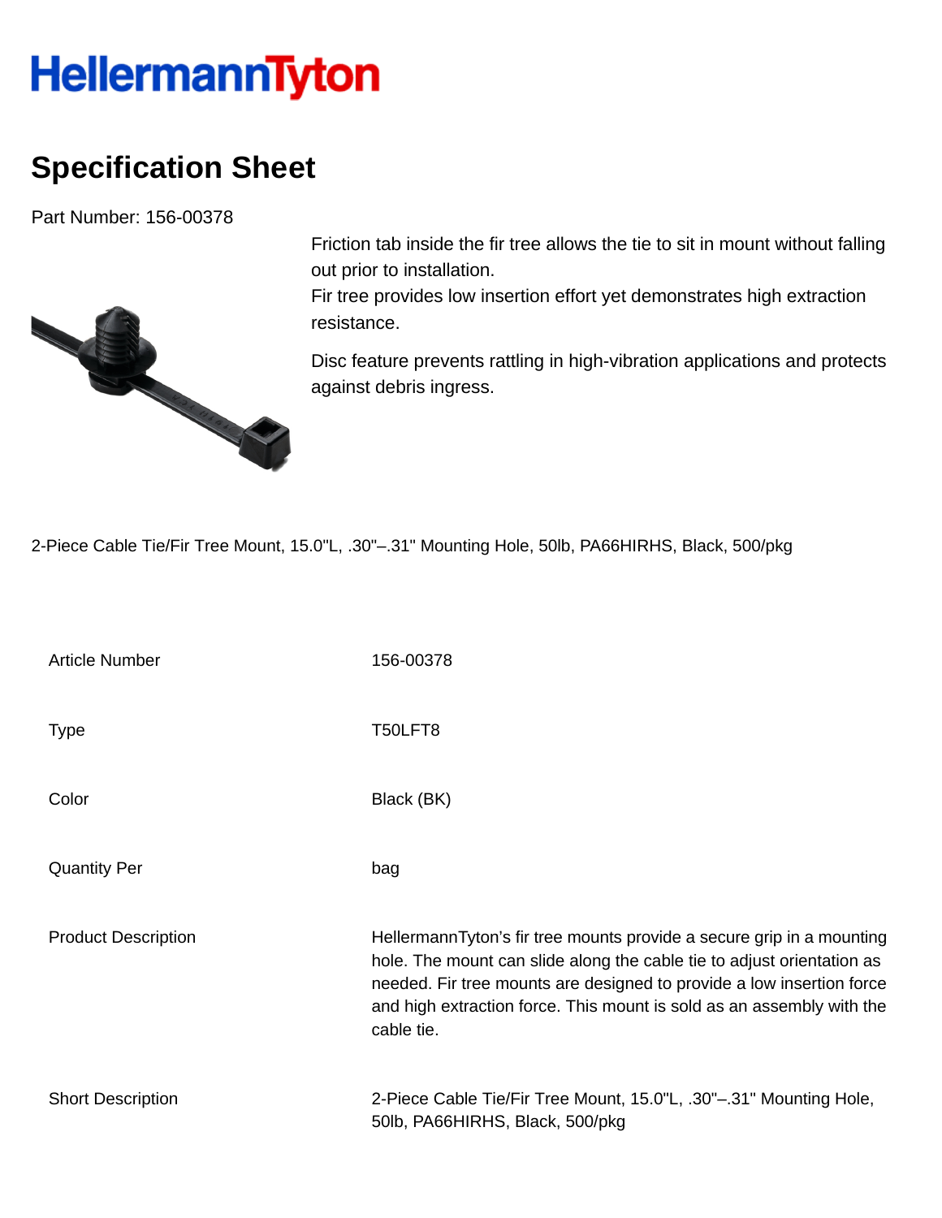HellermannTyton

# Specification Sheet

Part Number: 156-00378

Friction tab inside the fir tree allows the tie to sit in mount without falling out prior to installation.
Fir tree provides low insertion effort yet demonstrates high extraction resistance.

Disc feature prevents rattling in high-vibration applications and protects against debris ingress.

2-Piece Cable Tie/Fir Tree Mount, 15.0"L, .30"–.31" Mounting Hole, 50lb, PA66HIRHS, Black, 500/pkg

| | |
|---|---|
| Article Number | 156-00378 |
| Type | T50LFT8 |
| Color | Black (BK) |
| Quantity Per | bag |
| Product Description | HellermannTyton's fir tree mounts provide a secure grip in a mounting hole. The mount can slide along the cable tie to adjust orientation as needed. Fir tree mounts are designed to provide a low insertion force and high extraction force. This mount is sold as an assembly with the cable tie. |
| Short Description | 2-Piece Cable Tie/Fir Tree Mount, 15.0"L, .30"–.31" Mounting Hole, 50lb, PA66HIRHS, Black, 500/pkg |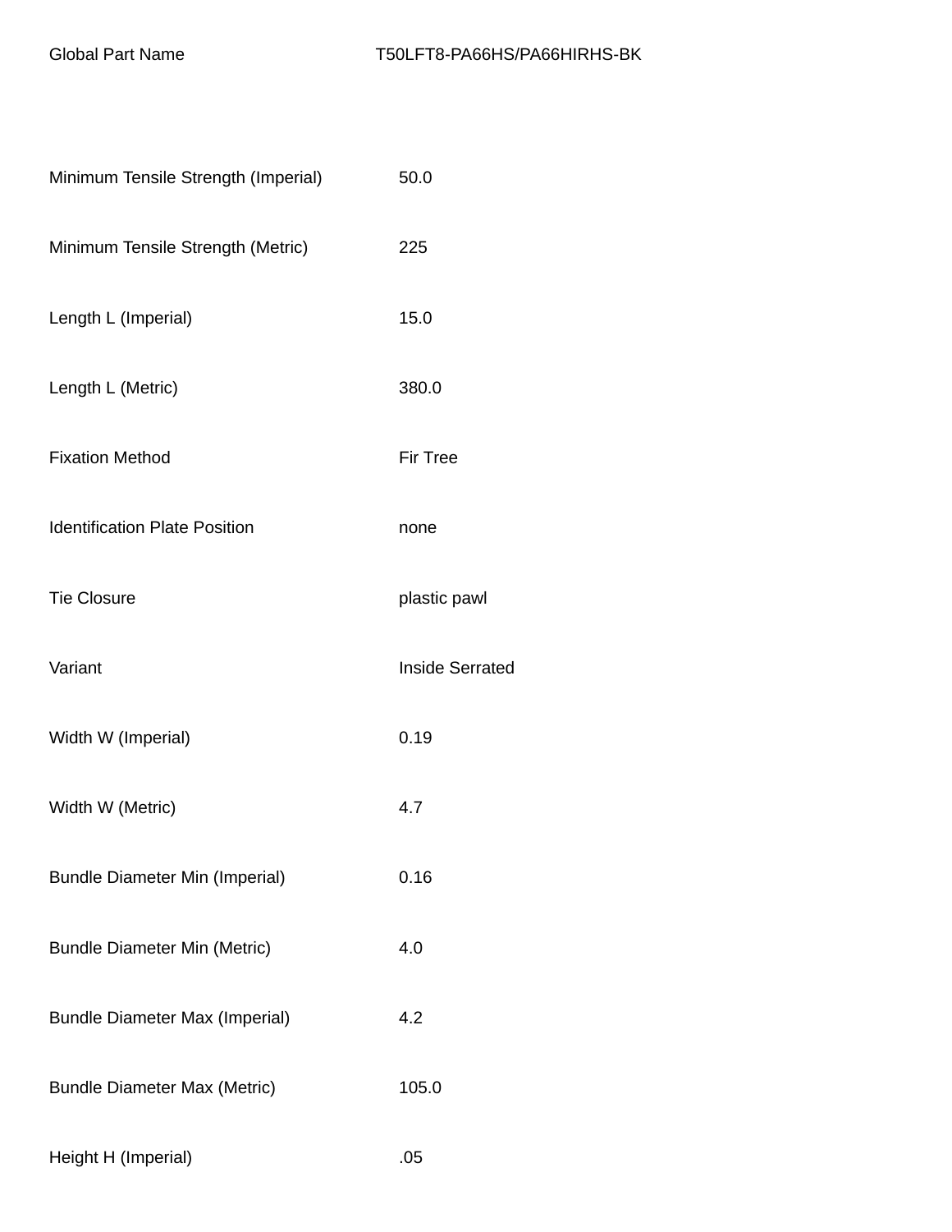| Global Part Name | T50LFT8-PA66HS/PA66HIRHS-BK |
| --- | --- |
| Minimum Tensile Strength (Imperial) | 50.0 |
| Minimum Tensile Strength (Metric) | 225 |
| Length L (Imperial) | 15.0 |
| Length L (Metric) | 380.0 |
| Fixation Method | Fir Tree |
| Identification Plate Position | none |
| Tie Closure | plastic pawl |
| Variant | Inside Serrated |
| Width W (Imperial) | 0.19 |
| Width W (Metric) | 4.7 |
| Bundle Diameter Min (Imperial) | 0.16 |
| Bundle Diameter Min (Metric) | 4.0 |
| Bundle Diameter Max (Imperial) | 4.2 |
| Bundle Diameter Max (Metric) | 105.0 |
| Height H (Imperial) | .05 |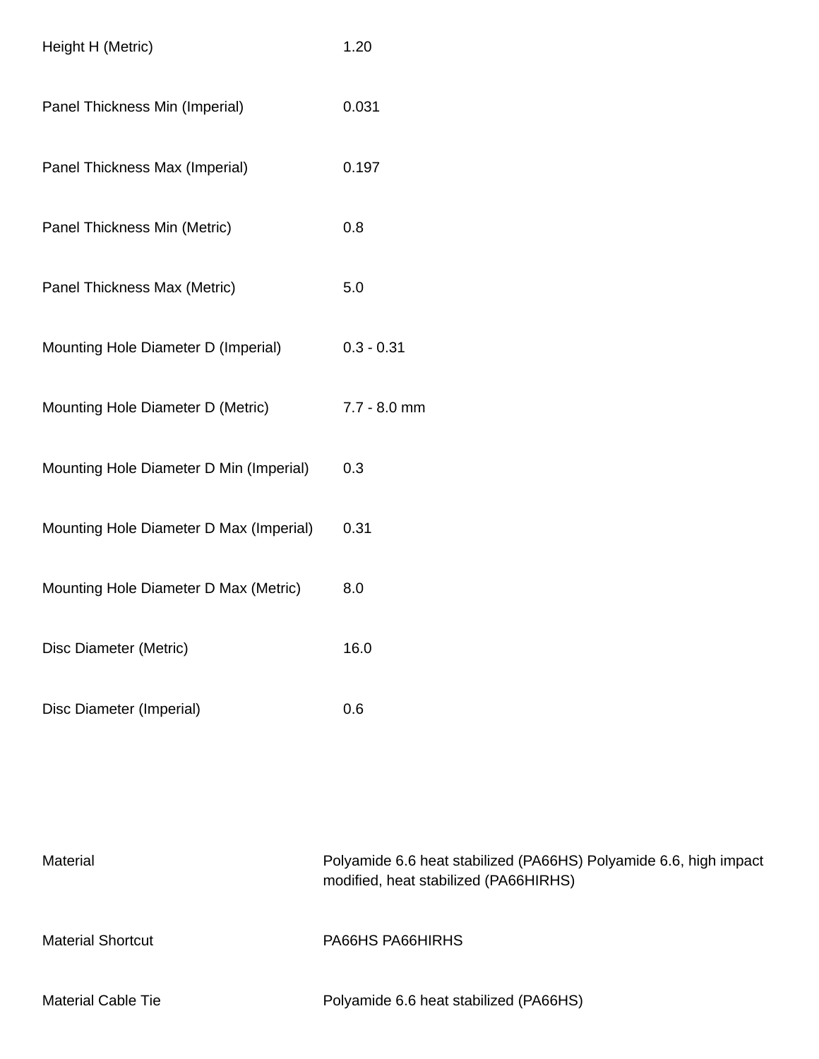| | |
|---|---|
| Height H (Metric) | 1.20 |
| Panel Thickness Min (Imperial) | 0.031 |
| Panel Thickness Max (Imperial) | 0.197 |
| Panel Thickness Min (Metric) | 0.8 |
| Panel Thickness Max (Metric) | 5.0 |
| Mounting Hole Diameter D (Imperial) | 0.3 - 0.31 |
| Mounting Hole Diameter D (Metric) | 7.7 - 8.0 mm |
| Mounting Hole Diameter D Min (Imperial) | 0.3 |
| Mounting Hole Diameter D Max (Imperial) | 0.31 |
| Mounting Hole Diameter D Max (Metric) | 8.0 |
| Disc Diameter (Metric) | 16.0 |
| Disc Diameter (Imperial) | 0.6 |

| | |
|---|---|
| Material | Polyamide 6.6 heat stabilized (PA66HS) Polyamide 6.6, high impact modified, heat stabilized (PA66HIRHS) |
| Material Shortcut | PA66HS PA66HIRHS |
| Material Cable Tie | Polyamide 6.6 heat stabilized (PA66HS) |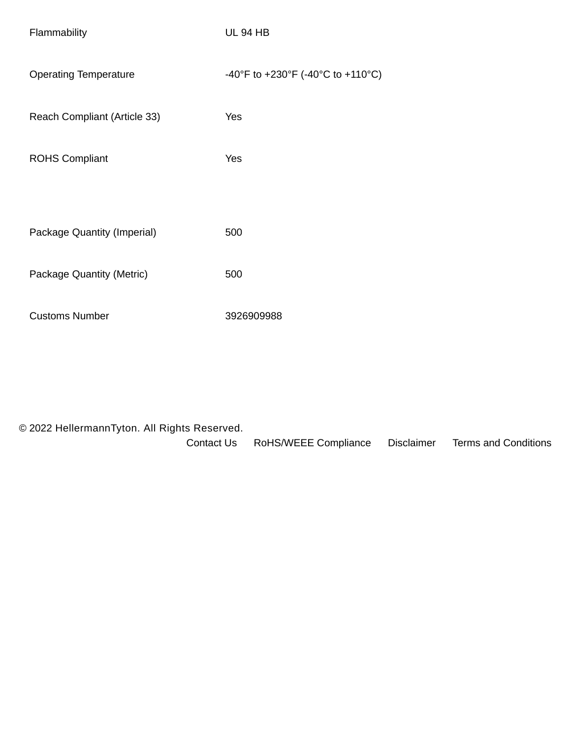| | |
|---|---|
| Flammability | UL 94 HB |
| Operating Temperature | -40°F to +230°F (-40°C to +110°C) |
| Reach Compliant (Article 33) | Yes |
| ROHS Compliant | Yes |

| | |
|---|---|
| Package Quantity (Imperial) | 500 |
| Package Quantity (Metric) | 500 |
| Customs Number | 3926909988 |

© 2022 HellermannTyton. All Rights Reserved.

Contact Us RoHS/WEEE Compliance Disclaimer Terms and Conditions